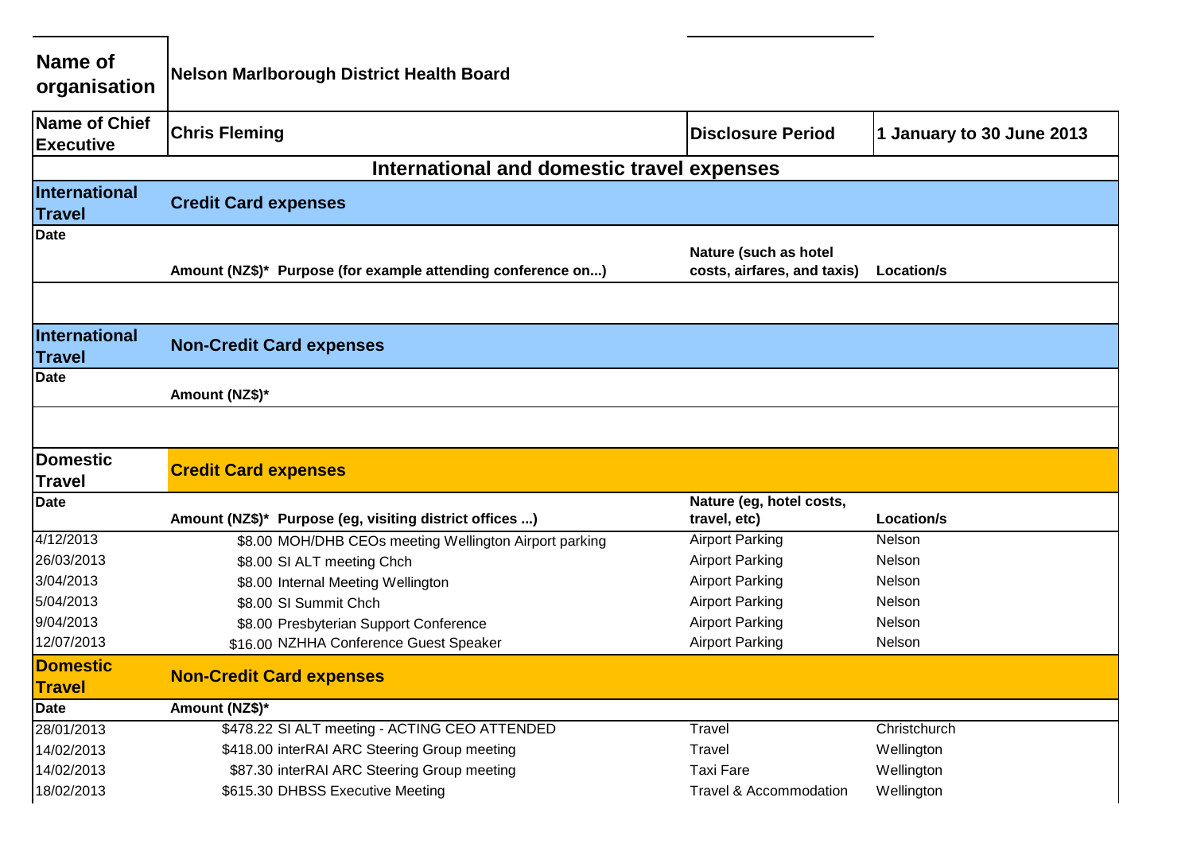| Name of organisation | Nelson Marlborough District Health Board | | |
|---|---|---|---|
| **Name of Chief Executive** | **Chris Fleming** | **Disclosure Period** | **1 January to 30 June 2013** |

## International and domestic travel expenses

### International Travel — Credit Card expenses

| Date | Amount (NZ$)* | Purpose (for example attending conference on...) | Nature (such as hotel costs, airfares, and taxis) | Location/s |
|---|---|---|---|---|
| | | | | |

### International Travel — Non-Credit Card expenses

| Date | Amount (NZ$)* |
|---|---|
| | |

### Domestic Travel — Credit Card expenses

| Date | Amount (NZ$)* | Purpose (eg, visiting district offices ...) | Nature (eg, hotel costs, travel, etc) | Location/s |
|---|---|---|---|---|
| 4/12/2013 | $8.00 | MOH/DHB CEOs meeting Wellington Airport parking | Airport Parking | Nelson |
| 26/03/2013 | $8.00 | SI ALT meeting Chch | Airport Parking | Nelson |
| 3/04/2013 | $8.00 | Internal Meeting Wellington | Airport Parking | Nelson |
| 5/04/2013 | $8.00 | SI Summit Chch | Airport Parking | Nelson |
| 9/04/2013 | $8.00 | Presbyterian Support Conference | Airport Parking | Nelson |
| 12/07/2013 | $16.00 | NZHHA Conference Guest Speaker | Airport Parking | Nelson |

### Domestic Travel — Non-Credit Card expenses

| Date | Amount (NZ$)* | | | |
|---|---|---|---|---|
| 28/01/2013 | $478.22 | SI ALT meeting - ACTING CEO ATTENDED | Travel | Christchurch |
| 14/02/2013 | $418.00 | interRAI ARC Steering Group meeting | Travel | Wellington |
| 14/02/2013 | $87.30 | interRAI ARC Steering Group meeting | Taxi Fare | Wellington |
| 18/02/2013 | $615.30 | DHBSS Executive Meeting | Travel & Accommodation | Wellington |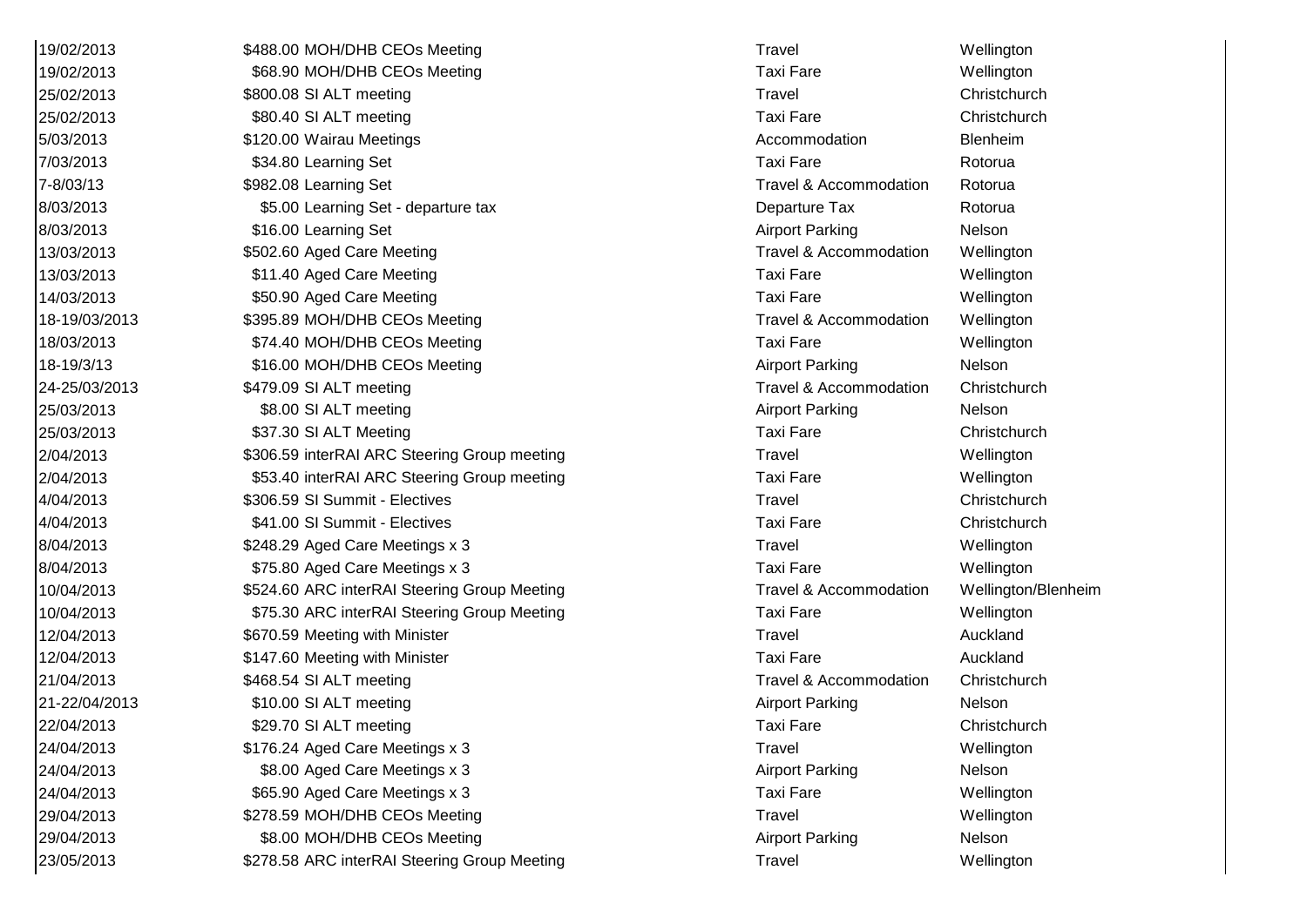| | | | |
|---|---|---|---|
| 19/02/2013 | $488.00 MOH/DHB CEOs Meeting | Travel | Wellington |
| 19/02/2013 | $68.90 MOH/DHB CEOs Meeting | Taxi Fare | Wellington |
| 25/02/2013 | $800.08 SI ALT meeting | Travel | Christchurch |
| 25/02/2013 | $80.40 SI ALT meeting | Taxi Fare | Christchurch |
| 5/03/2013 | $120.00 Wairau Meetings | Accommodation | Blenheim |
| 7/03/2013 | $34.80 Learning Set | Taxi Fare | Rotorua |
| 7-8/03/13 | $982.08 Learning Set | Travel & Accommodation | Rotorua |
| 8/03/2013 | $5.00 Learning Set - departure tax | Departure Tax | Rotorua |
| 8/03/2013 | $16.00 Learning Set | Airport Parking | Nelson |
| 13/03/2013 | $502.60 Aged Care Meeting | Travel & Accommodation | Wellington |
| 13/03/2013 | $11.40 Aged Care Meeting | Taxi Fare | Wellington |
| 14/03/2013 | $50.90 Aged Care Meeting | Taxi Fare | Wellington |
| 18-19/03/2013 | $395.89 MOH/DHB CEOs Meeting | Travel & Accommodation | Wellington |
| 18/03/2013 | $74.40 MOH/DHB CEOs Meeting | Taxi Fare | Wellington |
| 18-19/3/13 | $16.00 MOH/DHB CEOs Meeting | Airport Parking | Nelson |
| 24-25/03/2013 | $479.09 SI ALT meeting | Travel & Accommodation | Christchurch |
| 25/03/2013 | $8.00 SI ALT meeting | Airport Parking | Nelson |
| 25/03/2013 | $37.30 SI ALT Meeting | Taxi Fare | Christchurch |
| 2/04/2013 | $306.59 interRAI ARC Steering Group meeting | Travel | Wellington |
| 2/04/2013 | $53.40 interRAI ARC Steering Group meeting | Taxi Fare | Wellington |
| 4/04/2013 | $306.59 SI Summit - Electives | Travel | Christchurch |
| 4/04/2013 | $41.00 SI Summit - Electives | Taxi Fare | Christchurch |
| 8/04/2013 | $248.29 Aged Care Meetings x 3 | Travel | Wellington |
| 8/04/2013 | $75.80 Aged Care Meetings x 3 | Taxi Fare | Wellington |
| 10/04/2013 | $524.60 ARC interRAI Steering Group Meeting | Travel & Accommodation | Wellington/Blenheim |
| 10/04/2013 | $75.30 ARC interRAI Steering Group Meeting | Taxi Fare | Wellington |
| 12/04/2013 | $670.59 Meeting with Minister | Travel | Auckland |
| 12/04/2013 | $147.60 Meeting with Minister | Taxi Fare | Auckland |
| 21/04/2013 | $468.54 SI ALT meeting | Travel & Accommodation | Christchurch |
| 21-22/04/2013 | $10.00 SI ALT meeting | Airport Parking | Nelson |
| 22/04/2013 | $29.70 SI ALT meeting | Taxi Fare | Christchurch |
| 24/04/2013 | $176.24 Aged Care Meetings x 3 | Travel | Wellington |
| 24/04/2013 | $8.00 Aged Care Meetings x 3 | Airport Parking | Nelson |
| 24/04/2013 | $65.90 Aged Care Meetings x 3 | Taxi Fare | Wellington |
| 29/04/2013 | $278.59 MOH/DHB CEOs Meeting | Travel | Wellington |
| 29/04/2013 | $8.00 MOH/DHB CEOs Meeting | Airport Parking | Nelson |
| 23/05/2013 | $278.58 ARC interRAI Steering Group Meeting | Travel | Wellington |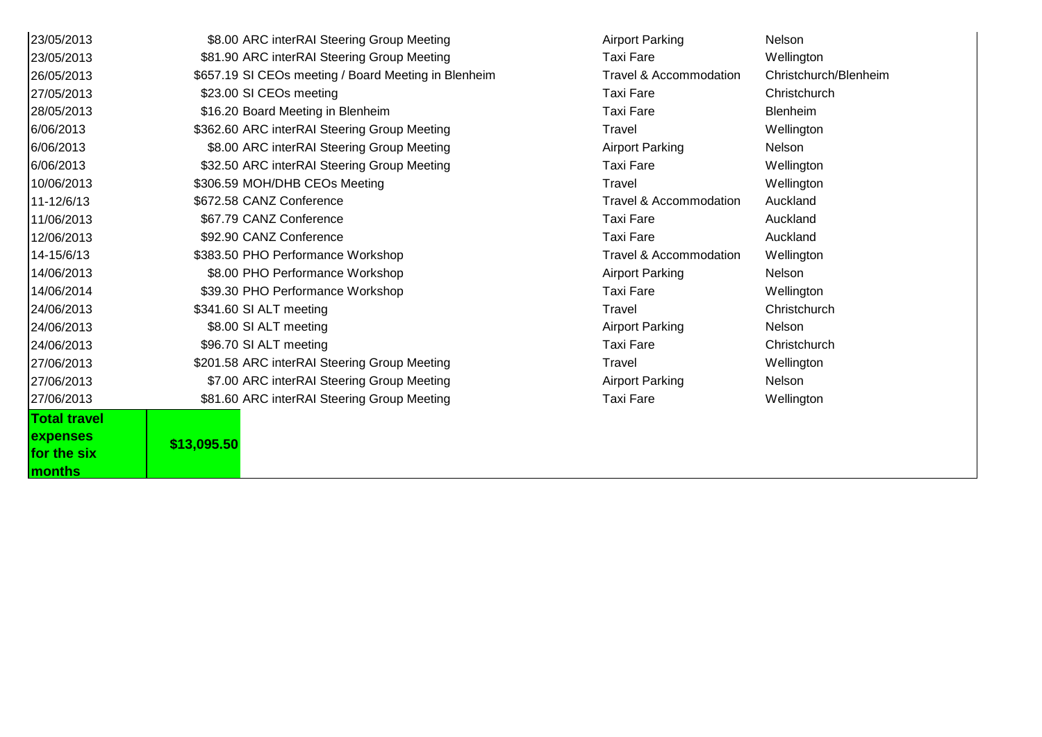| | | | | |
|---|---|---|---|---|
| 23/05/2013 | $8.00 | ARC interRAI Steering Group Meeting | Airport Parking | Nelson |
| 23/05/2013 | $81.90 | ARC interRAI Steering Group Meeting | Taxi Fare | Wellington |
| 26/05/2013 | $657.19 | SI CEOs meeting / Board Meeting in Blenheim | Travel & Accommodation | Christchurch/Blenheim |
| 27/05/2013 | $23.00 | SI CEOs meeting | Taxi Fare | Christchurch |
| 28/05/2013 | $16.20 | Board Meeting in Blenheim | Taxi Fare | Blenheim |
| 6/06/2013 | $362.60 | ARC interRAI Steering Group Meeting | Travel | Wellington |
| 6/06/2013 | $8.00 | ARC interRAI Steering Group Meeting | Airport Parking | Nelson |
| 6/06/2013 | $32.50 | ARC interRAI Steering Group Meeting | Taxi Fare | Wellington |
| 10/06/2013 | $306.59 | MOH/DHB CEOs Meeting | Travel | Wellington |
| 11-12/6/13 | $672.58 | CANZ Conference | Travel & Accommodation | Auckland |
| 11/06/2013 | $67.79 | CANZ Conference | Taxi Fare | Auckland |
| 12/06/2013 | $92.90 | CANZ Conference | Taxi Fare | Auckland |
| 14-15/6/13 | $383.50 | PHO Performance Workshop | Travel & Accommodation | Wellington |
| 14/06/2013 | $8.00 | PHO Performance Workshop | Airport Parking | Nelson |
| 14/06/2014 | $39.30 | PHO Performance Workshop | Taxi Fare | Wellington |
| 24/06/2013 | $341.60 | SI ALT meeting | Travel | Christchurch |
| 24/06/2013 | $8.00 | SI ALT meeting | Airport Parking | Nelson |
| 24/06/2013 | $96.70 | SI ALT meeting | Taxi Fare | Christchurch |
| 27/06/2013 | $201.58 | ARC interRAI Steering Group Meeting | Travel | Wellington |
| 27/06/2013 | $7.00 | ARC interRAI Steering Group Meeting | Airport Parking | Nelson |
| 27/06/2013 | $81.60 | ARC interRAI Steering Group Meeting | Taxi Fare | Wellington |
| **Total travel expenses for the six months** | **$13,095.50** | | | |